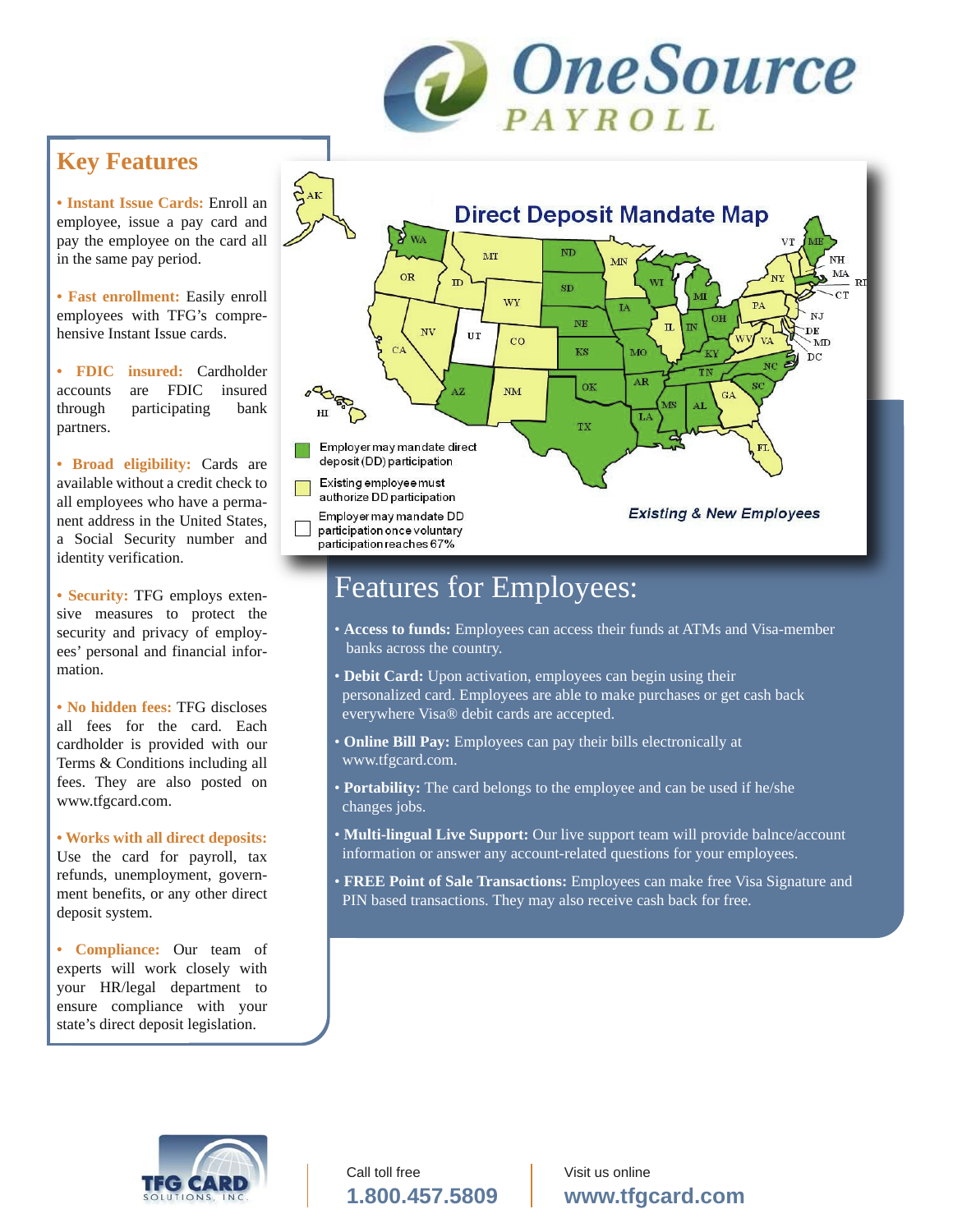# OneSource PAYROLL

## Key Features

• **Instant Issue Cards:** Enroll an employee, issue a pay card and pay the employee on the card all in the same pay period.

• **Fast enrollment:** Easily enroll employees with TFG's comprehensive Instant Issue cards.

• **FDIC insured:** Cardholder accounts are FDIC insured through participating bank partners.

• **Broad eligibility:** Cards are available without a credit check to all employees who have a permanent address in the United States, a Social Security number and identity verification.

• **Security:** TFG employs extensive measures to protect the security and privacy of employees' personal and financial information.

• **No hidden fees:** TFG discloses all fees for the card. Each cardholder is provided with our Terms & Conditions including all fees. They are also posted on www.tfgcard.com.

• **Works with all direct deposits:** Use the card for payroll, tax refunds, unemployment, government benefits, or any other direct deposit system.

• **Compliance:** Our team of experts will work closely with your HR/legal department to ensure compliance with your state's direct deposit legislation.

## Direct Deposit Mandate Map

- Employer may mandate direct deposit (DD) participation
- Existing employee must authorize DD participation
- Employer may mandate DD participation once voluntary participation reaches 67%

*Existing & New Employees*

## Features for Employees:

• **Access to funds:** Employees can access their funds at ATMs and Visa-member banks across the country.

• **Debit Card:** Upon activation, employees can begin using their personalized card. Employees are able to make purchases or get cash back everywhere Visa® debit cards are accepted.

• **Online Bill Pay:** Employees can pay their bills electronically at www.tfgcard.com.

• **Portability:** The card belongs to the employee and can be used if he/she changes jobs.

• **Multi-lingual Live Support:** Our live support team will provide balnce/account information or answer any account-related questions for your employees.

• **FREE Point of Sale Transactions:** Employees can make free Visa Signature and PIN based transactions. They may also receive cash back for free.

TFG CARD SOLUTIONS, INC.

Call toll free
**1.800.457.5809**

Visit us online
**www.tfgcard.com**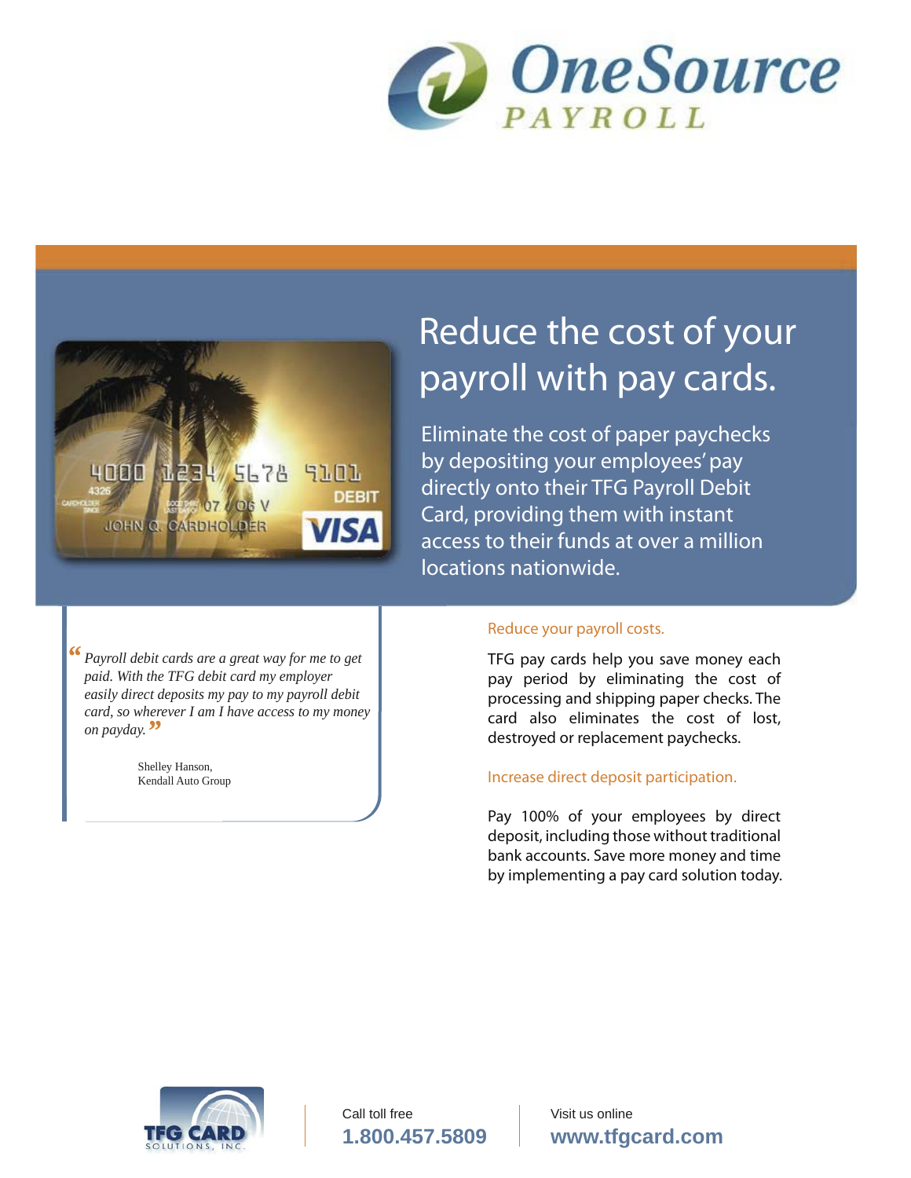OneSource PAYROLL

# Reduce the cost of your payroll with pay cards.

Eliminate the cost of paper paychecks by depositing your employees' pay directly onto their TFG Payroll Debit Card, providing them with instant access to their funds at over a million locations nationwide.

*"Payroll debit cards are a great way for me to get paid. With the TFG debit card my employer easily direct deposits my pay to my payroll debit card, so wherever I am I have access to my money on payday."*

Shelley Hanson,
Kendall Auto Group

## Reduce your payroll costs.

TFG pay cards help you save money each pay period by eliminating the cost of processing and shipping paper checks. The card also eliminates the cost of lost, destroyed or replacement paychecks.

## Increase direct deposit participation.

Pay 100% of your employees by direct deposit, including those without traditional bank accounts. Save more money and time by implementing a pay card solution today.

TFG CARD SOLUTIONS, INC.

Call toll free
**1.800.457.5809**

Visit us online
**www.tfgcard.com**